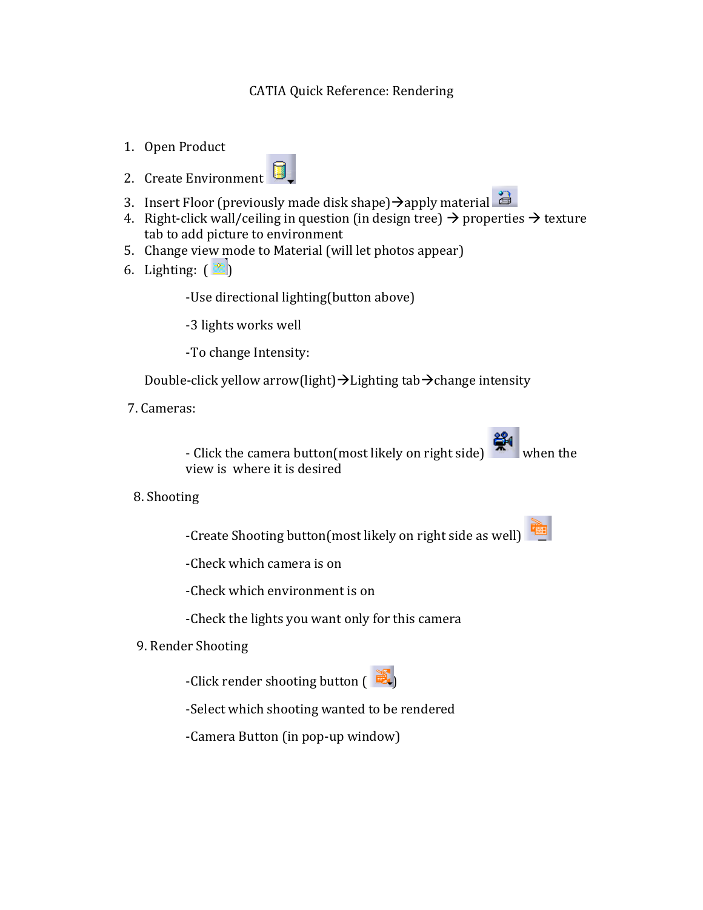# CATIA Quick Reference: Rendering

1. Open Product
2. Create Environment
3. Insert Floor (previously made disk shape)→apply material
4. Right-click wall/ceiling in question (in design tree) → properties → texture tab to add picture to environment
5. Change view mode to Material (will let photos appear)
6. Lighting: ( )

    -Use directional lighting(button above)

    -3 lights works well

    -To change Intensity:

    Double-click yellow arrow(light)→Lighting tab→change intensity

7. Cameras:

    - Click the camera button(most likely on right side) when the view is where it is desired

8. Shooting

    -Create Shooting button(most likely on right side as well)

    -Check which camera is on

    -Check which environment is on

    -Check the lights you want only for this camera

9. Render Shooting

    -Click render shooting button ( )

    -Select which shooting wanted to be rendered

    -Camera Button (in pop-up window)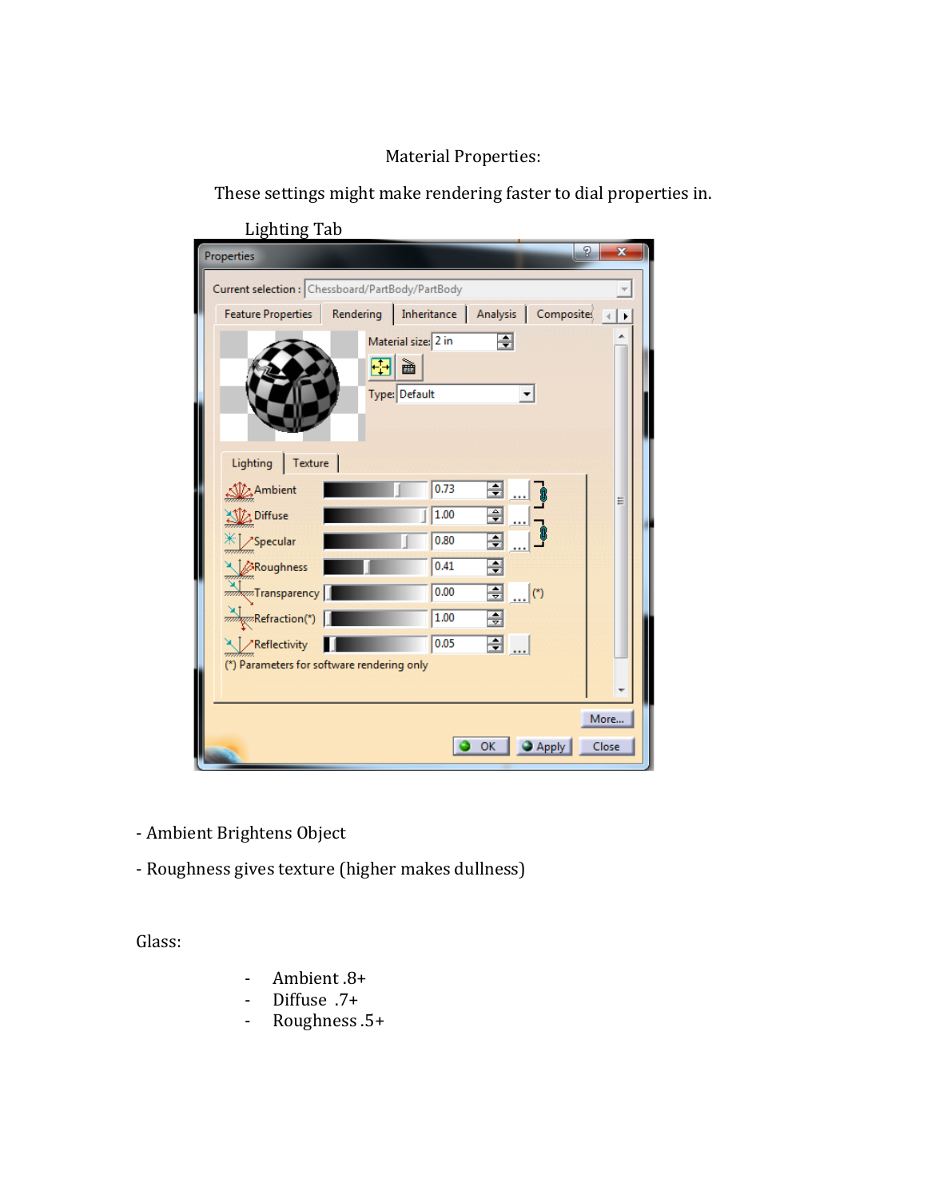Material Properties:

These settings might make rendering faster to dial properties in.

Lighting Tab

- Ambient Brightens Object

- Roughness gives texture (higher makes dullness)

Glass:

- Ambient .8+
- Diffuse .7+
- Roughness .5+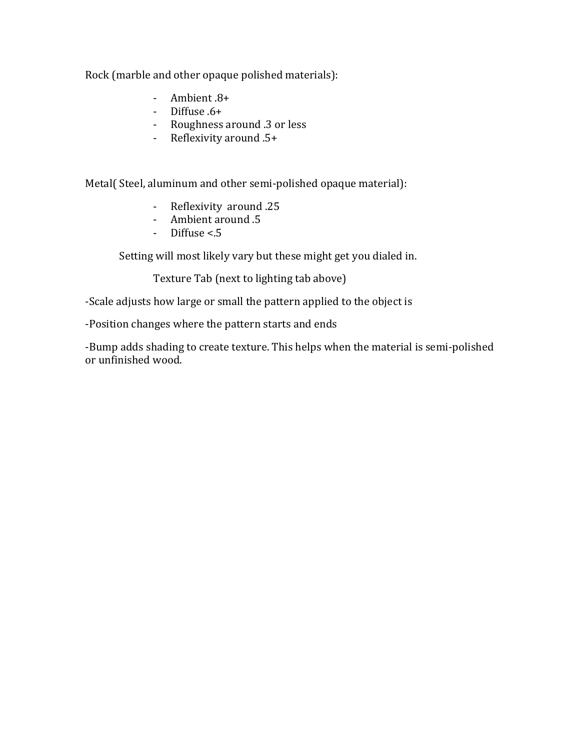Rock (marble and other opaque polished materials):

- Ambient .8+
- Diffuse .6+
- Roughness around .3 or less
- Reflexivity around .5+

Metal( Steel, aluminum and other semi-polished opaque material):

- Reflexivity around .25
- Ambient around .5
- Diffuse <.5

Setting will most likely vary but these might get you dialed in.

Texture Tab (next to lighting tab above)

-Scale adjusts how large or small the pattern applied to the object is

-Position changes where the pattern starts and ends

-Bump adds shading to create texture. This helps when the material is semi-polished or unfinished wood.